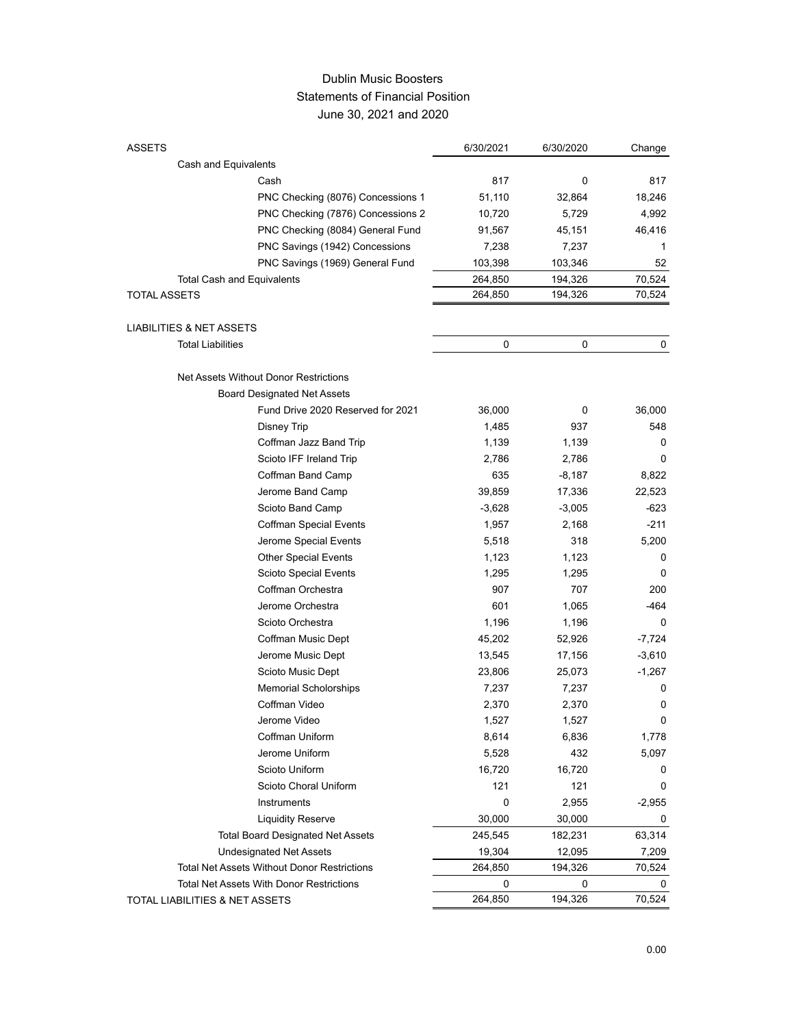# Dublin Music Boosters

## Statements of Financial Position

### June 30, 2021 and 2020

| ASSETS | 6/30/2021 | 6/30/2020 | Change |
|---|---|---|---|
| Cash and Equivalents | | | |
| Cash | 817 | 0 | 817 |
| PNC Checking (8076) Concessions 1 | 51,110 | 32,864 | 18,246 |
| PNC Checking (7876) Concessions 2 | 10,720 | 5,729 | 4,992 |
| PNC Checking (8084) General Fund | 91,567 | 45,151 | 46,416 |
| PNC Savings (1942) Concessions | 7,238 | 7,237 | 1 |
| PNC Savings (1969) General Fund | 103,398 | 103,346 | 52 |
| Total Cash and Equivalents | 264,850 | 194,326 | 70,524 |
| TOTAL ASSETS | 264,850 | 194,326 | 70,524 |
| | | | |
| LIABILITIES & NET ASSETS | | | |
| Total Liabilities | 0 | 0 | 0 |
| | | | |
| Net Assets Without Donor Restrictions | | | |
| Board Designated Net Assets | | | |
| Fund Drive 2020 Reserved for 2021 | 36,000 | 0 | 36,000 |
| Disney Trip | 1,485 | 937 | 548 |
| Coffman Jazz Band Trip | 1,139 | 1,139 | 0 |
| Scioto IFF Ireland Trip | 2,786 | 2,786 | 0 |
| Coffman Band Camp | 635 | -8,187 | 8,822 |
| Jerome Band Camp | 39,859 | 17,336 | 22,523 |
| Scioto Band Camp | -3,628 | -3,005 | -623 |
| Coffman Special Events | 1,957 | 2,168 | -211 |
| Jerome Special Events | 5,518 | 318 | 5,200 |
| Other Special Events | 1,123 | 1,123 | 0 |
| Scioto Special Events | 1,295 | 1,295 | 0 |
| Coffman Orchestra | 907 | 707 | 200 |
| Jerome Orchestra | 601 | 1,065 | -464 |
| Scioto Orchestra | 1,196 | 1,196 | 0 |
| Coffman Music Dept | 45,202 | 52,926 | -7,724 |
| Jerome Music Dept | 13,545 | 17,156 | -3,610 |
| Scioto Music Dept | 23,806 | 25,073 | -1,267 |
| Memorial Scholorships | 7,237 | 7,237 | 0 |
| Coffman Video | 2,370 | 2,370 | 0 |
| Jerome Video | 1,527 | 1,527 | 0 |
| Coffman Uniform | 8,614 | 6,836 | 1,778 |
| Jerome Uniform | 5,528 | 432 | 5,097 |
| Scioto Uniform | 16,720 | 16,720 | 0 |
| Scioto Choral Uniform | 121 | 121 | 0 |
| Instruments | 0 | 2,955 | -2,955 |
| Liquidity Reserve | 30,000 | 30,000 | 0 |
| Total Board Designated Net Assets | 245,545 | 182,231 | 63,314 |
| Undesignated Net Assets | 19,304 | 12,095 | 7,209 |
| Total Net Assets Without Donor Restrictions | 264,850 | 194,326 | 70,524 |
| Total Net Assets With Donor Restrictions | 0 | 0 | 0 |
| TOTAL LIABILITIES & NET ASSETS | 264,850 | 194,326 | 70,524 |

0.00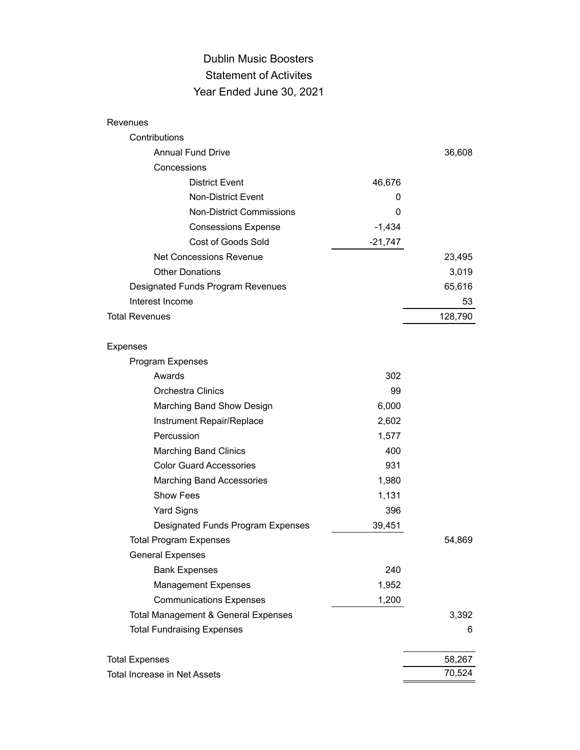# Dublin Music Boosters

## Statement of Activites

### Year Ended June 30, 2021

| | | |
|---|---|---|
| **Revenues** | | |
| Contributions | | |
| Annual Fund Drive | | 36,608 |
| Concessions | | |
| District Event | 46,676 | |
| Non-District Event | 0 | |
| Non-District Commissions | 0 | |
| Consessions Expense | -1,434 | |
| Cost of Goods Sold | -21,747 | |
| Net Concessions Revenue | | 23,495 |
| Other Donations | | 3,019 |
| Designated Funds Program Revenues | | 65,616 |
| Interest Income | | 53 |
| Total Revenues | | 128,790 |
| | | |
| **Expenses** | | |
| Program Expenses | | |
| Awards | 302 | |
| Orchestra Clinics | 99 | |
| Marching Band Show Design | 6,000 | |
| Instrument Repair/Replace | 2,602 | |
| Percussion | 1,577 | |
| Marching Band Clinics | 400 | |
| Color Guard Accessories | 931 | |
| Marching Band Accessories | 1,980 | |
| Show Fees | 1,131 | |
| Yard Signs | 396 | |
| Designated Funds Program Expenses | 39,451 | |
| Total Program Expenses | | 54,869 |
| General Expenses | | |
| Bank Expenses | 240 | |
| Management Expenses | 1,952 | |
| Communications Expenses | 1,200 | |
| Total Management & General Expenses | | 3,392 |
| Total Fundraising Expenses | | 6 |
| | | |
| Total Expenses | | 58,267 |
| Total Increase in Net Assets | | 70,524 |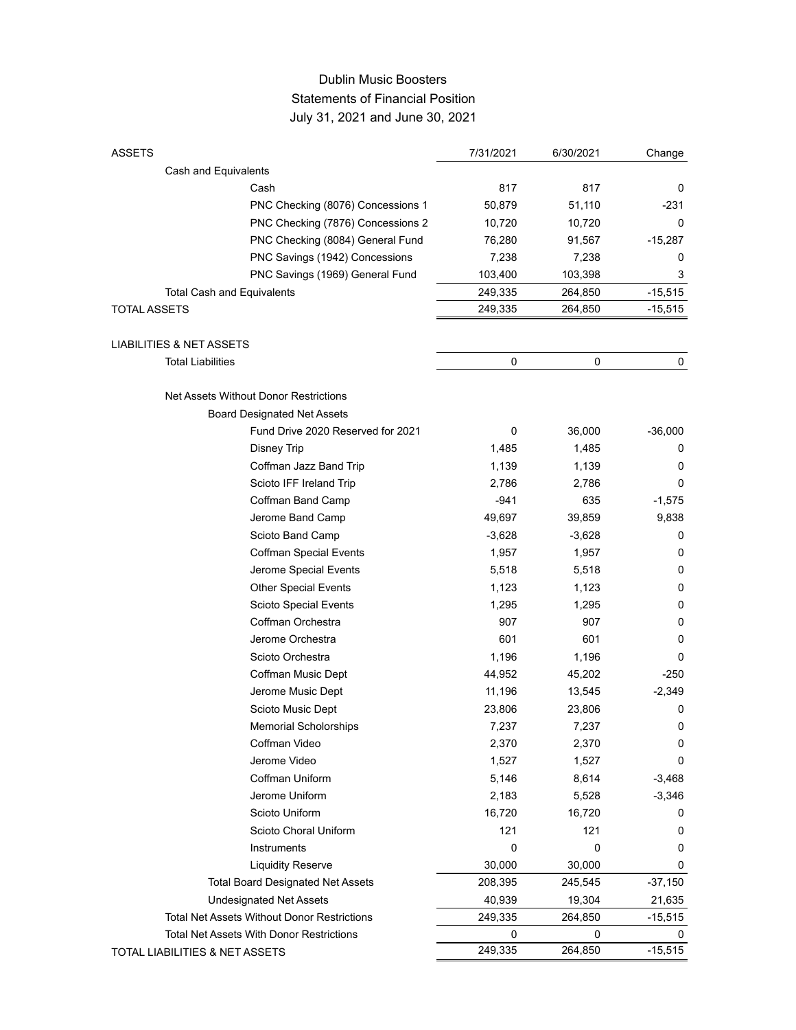# Dublin Music Boosters
## Statements of Financial Position
### July 31, 2021 and June 30, 2021

| ASSETS | 7/31/2021 | 6/30/2021 | Change |
|---|---|---|---|
| Cash and Equivalents | | | |
| Cash | 817 | 817 | 0 |
| PNC Checking (8076) Concessions 1 | 50,879 | 51,110 | -231 |
| PNC Checking (7876) Concessions 2 | 10,720 | 10,720 | 0 |
| PNC Checking (8084) General Fund | 76,280 | 91,567 | -15,287 |
| PNC Savings (1942) Concessions | 7,238 | 7,238 | 0 |
| PNC Savings (1969) General Fund | 103,400 | 103,398 | 3 |
| Total Cash and Equivalents | 249,335 | 264,850 | -15,515 |
| TOTAL ASSETS | 249,335 | 264,850 | -15,515 |
| | | | |
| LIABILITIES & NET ASSETS | | | |
| Total Liabilities | 0 | 0 | 0 |
| | | | |
| Net Assets Without Donor Restrictions | | | |
| Board Designated Net Assets | | | |
| Fund Drive 2020 Reserved for 2021 | 0 | 36,000 | -36,000 |
| Disney Trip | 1,485 | 1,485 | 0 |
| Coffman Jazz Band Trip | 1,139 | 1,139 | 0 |
| Scioto IFF Ireland Trip | 2,786 | 2,786 | 0 |
| Coffman Band Camp | -941 | 635 | -1,575 |
| Jerome Band Camp | 49,697 | 39,859 | 9,838 |
| Scioto Band Camp | -3,628 | -3,628 | 0 |
| Coffman Special Events | 1,957 | 1,957 | 0 |
| Jerome Special Events | 5,518 | 5,518 | 0 |
| Other Special Events | 1,123 | 1,123 | 0 |
| Scioto Special Events | 1,295 | 1,295 | 0 |
| Coffman Orchestra | 907 | 907 | 0 |
| Jerome Orchestra | 601 | 601 | 0 |
| Scioto Orchestra | 1,196 | 1,196 | 0 |
| Coffman Music Dept | 44,952 | 45,202 | -250 |
| Jerome Music Dept | 11,196 | 13,545 | -2,349 |
| Scioto Music Dept | 23,806 | 23,806 | 0 |
| Memorial Scholorships | 7,237 | 7,237 | 0 |
| Coffman Video | 2,370 | 2,370 | 0 |
| Jerome Video | 1,527 | 1,527 | 0 |
| Coffman Uniform | 5,146 | 8,614 | -3,468 |
| Jerome Uniform | 2,183 | 5,528 | -3,346 |
| Scioto Uniform | 16,720 | 16,720 | 0 |
| Scioto Choral Uniform | 121 | 121 | 0 |
| Instruments | 0 | 0 | 0 |
| Liquidity Reserve | 30,000 | 30,000 | 0 |
| Total Board Designated Net Assets | 208,395 | 245,545 | -37,150 |
| Undesignated Net Assets | 40,939 | 19,304 | 21,635 |
| Total Net Assets Without Donor Restrictions | 249,335 | 264,850 | -15,515 |
| Total Net Assets With Donor Restrictions | 0 | 0 | 0 |
| TOTAL LIABILITIES & NET ASSETS | 249,335 | 264,850 | -15,515 |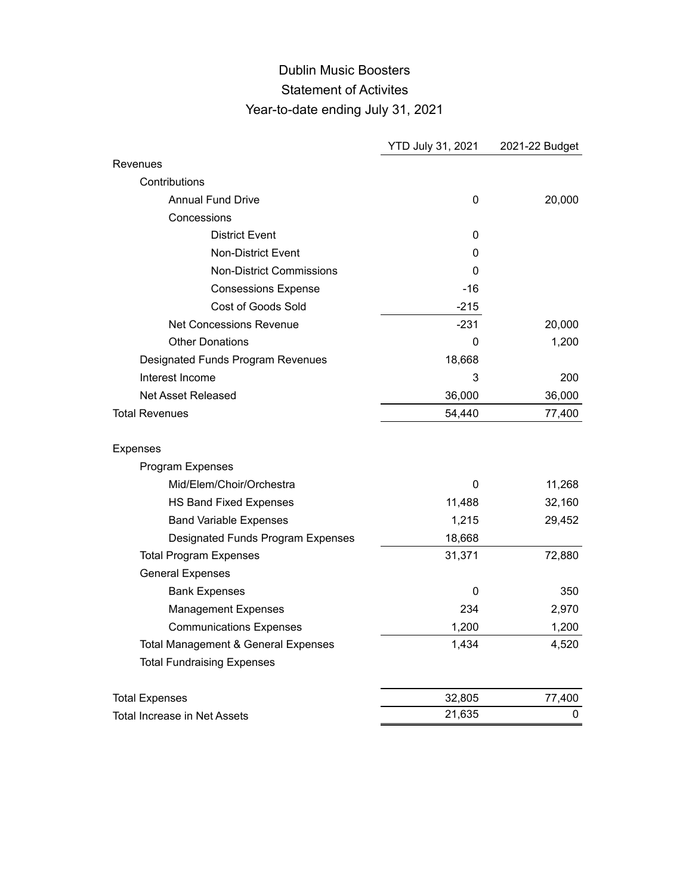# Dublin Music Boosters

## Statement of Activites

### Year-to-date ending July 31, 2021

| | YTD July 31, 2021 | 2021-22 Budget |
|---|---|---|
| Revenues | | |
| Contributions | | |
| Annual Fund Drive | 0 | 20,000 |
| Concessions | | |
| District Event | 0 | |
| Non-District Event | 0 | |
| Non-District Commissions | 0 | |
| Consessions Expense | -16 | |
| Cost of Goods Sold | -215 | |
| Net Concessions Revenue | -231 | 20,000 |
| Other Donations | 0 | 1,200 |
| Designated Funds Program Revenues | 18,668 | |
| Interest Income | 3 | 200 |
| Net Asset Released | 36,000 | 36,000 |
| Total Revenues | 54,440 | 77,400 |
| | | |
| Expenses | | |
| Program Expenses | | |
| Mid/Elem/Choir/Orchestra | 0 | 11,268 |
| HS Band Fixed Expenses | 11,488 | 32,160 |
| Band Variable Expenses | 1,215 | 29,452 |
| Designated Funds Program Expenses | 18,668 | |
| Total Program Expenses | 31,371 | 72,880 |
| General Expenses | | |
| Bank Expenses | 0 | 350 |
| Management Expenses | 234 | 2,970 |
| Communications Expenses | 1,200 | 1,200 |
| Total Management & General Expenses | 1,434 | 4,520 |
| Total Fundraising Expenses | | |
| | | |
| Total Expenses | 32,805 | 77,400 |
| Total Increase in Net Assets | 21,635 | 0 |